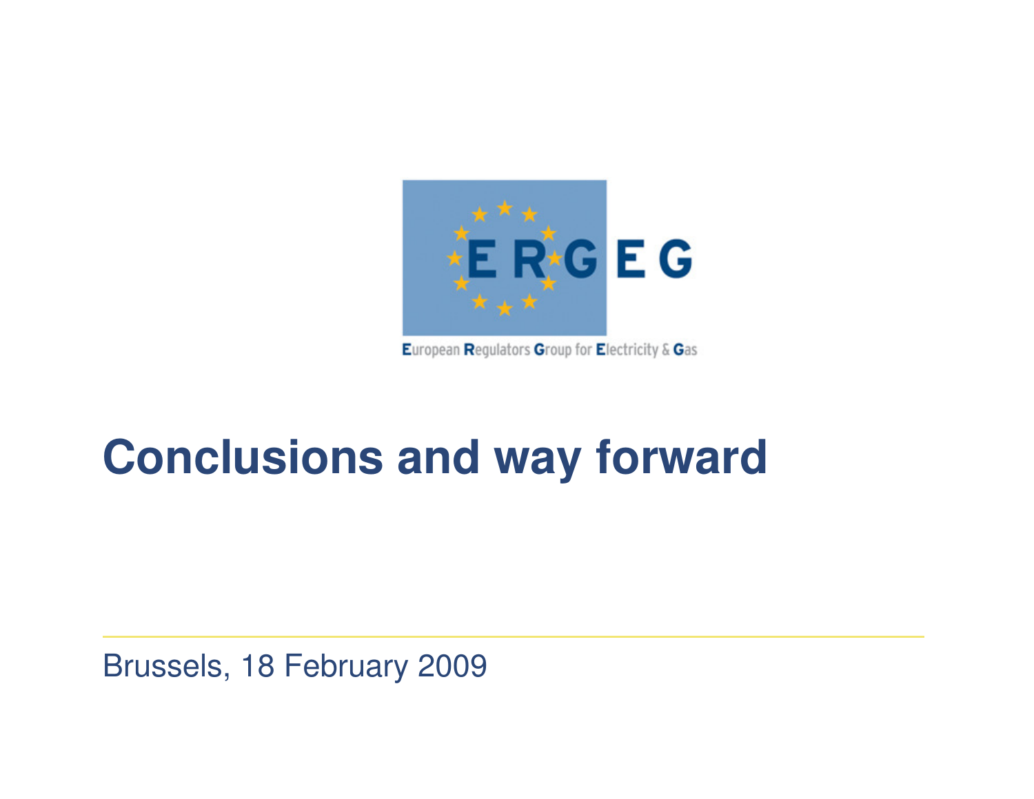ERGEG

European Regulators Group for Electricity & Gas

# Conclusions and way forward

Brussels, 18 February 2009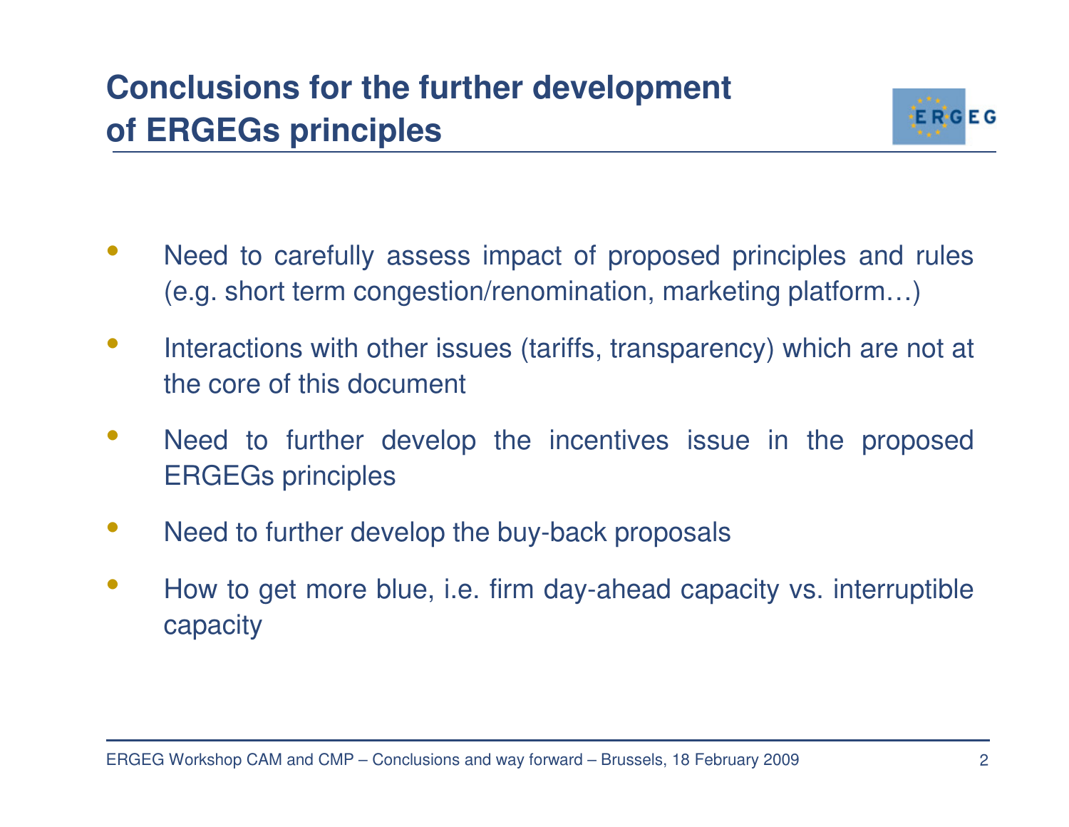# Conclusions for the further development of ERGEGs principles

- Need to carefully assess impact of proposed principles and rules (e.g. short term congestion/renomination, marketing platform…)
- Interactions with other issues (tariffs, transparency) which are not at the core of this document
- Need to further develop the incentives issue in the proposed ERGEGs principles
- Need to further develop the buy-back proposals
- How to get more blue, i.e. firm day-ahead capacity vs. interruptible capacity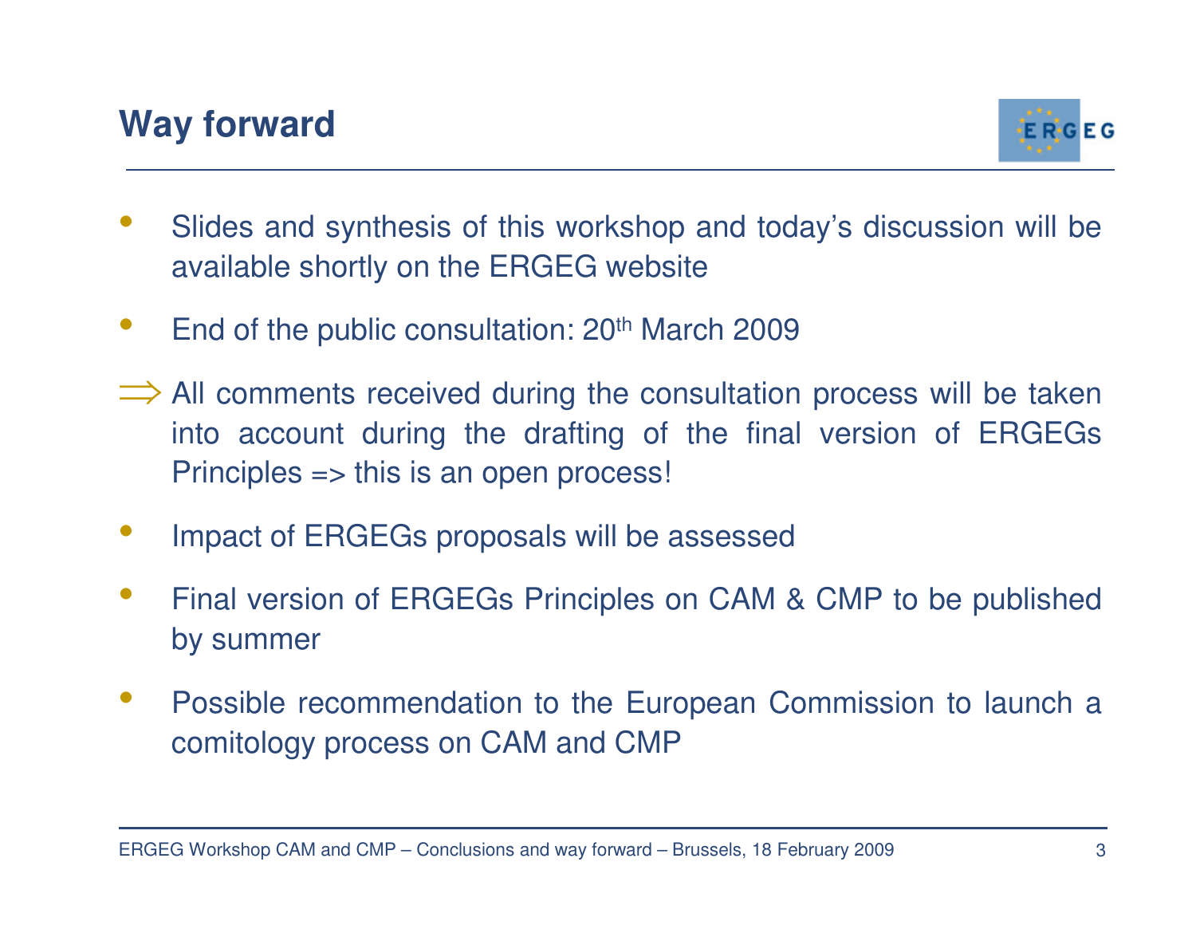# Way forward

- Slides and synthesis of this workshop and today's discussion will be available shortly on the ERGEG website
- End of the public consultation: 20$^{th}$ March 2009

⟹ All comments received during the consultation process will be taken into account during the drafting of the final version of ERGEGs Principles => this is an open process!

- Impact of ERGEGs proposals will be assessed
- Final version of ERGEGs Principles on CAM & CMP to be published by summer
- Possible recommendation to the European Commission to launch a comitology process on CAM and CMP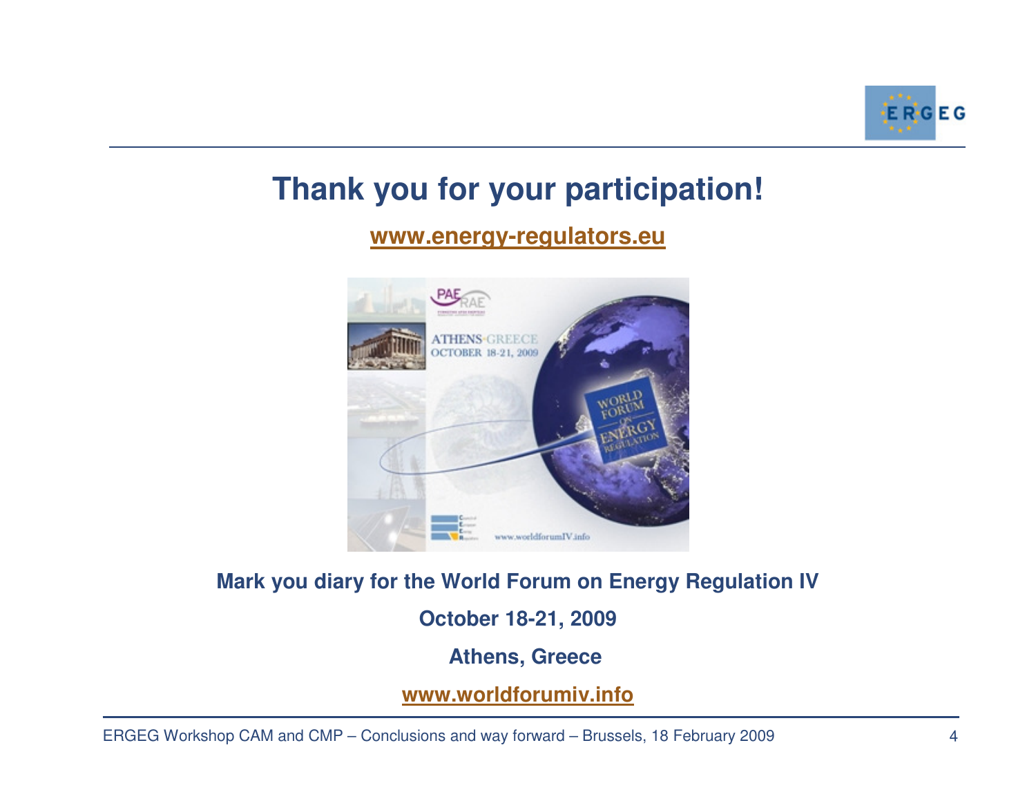# Thank you for your participation!

www.energy-regulators.eu

**Mark you diary for the World Forum on Energy Regulation IV**

**October 18-21, 2009**

**Athens, Greece**

www.worldforumiv.info